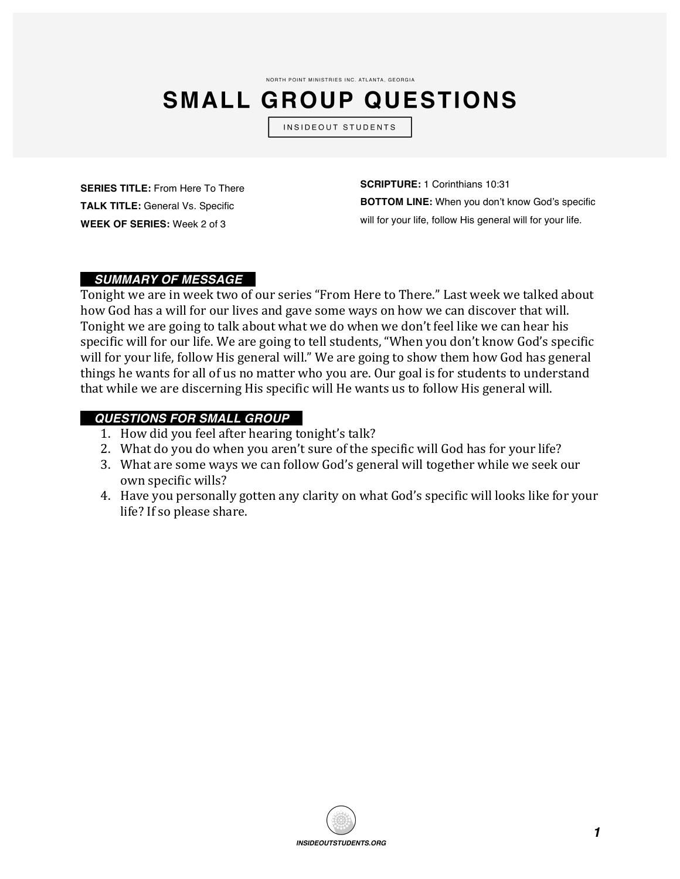NORTH POINT MINISTRIES INC. ATLANTA, GEORGIA

# SMALL GROUP QUESTIONS

INSIDEOUT STUDENTS

**SERIES TITLE:** From Here To There
**TALK TITLE:** General Vs. Specific
**WEEK OF SERIES:** Week 2 of 3

**SCRIPTURE:** 1 Corinthians 10:31
**BOTTOM LINE:** When you don't know God's specific will for your life, follow His general will for your life.

## SUMMARY OF MESSAGE

Tonight we are in week two of our series "From Here to There." Last week we talked about how God has a will for our lives and gave some ways on how we can discover that will. Tonight we are going to talk about what we do when we don't feel like we can hear his specific will for our life. We are going to tell students, "When you don't know God's specific will for your life, follow His general will." We are going to show them how God has general things he wants for all of us no matter who you are. Our goal is for students to understand that while we are discerning His specific will He wants us to follow His general will.

## QUESTIONS FOR SMALL GROUP

1. How did you feel after hearing tonight's talk?
2. What do you do when you aren't sure of the specific will God has for your life?
3. What are some ways we can follow God's general will together while we seek our own specific wills?
4. Have you personally gotten any clarity on what God's specific will looks like for your life? If so please share.

INSIDEOUTSTUDENTS.ORG